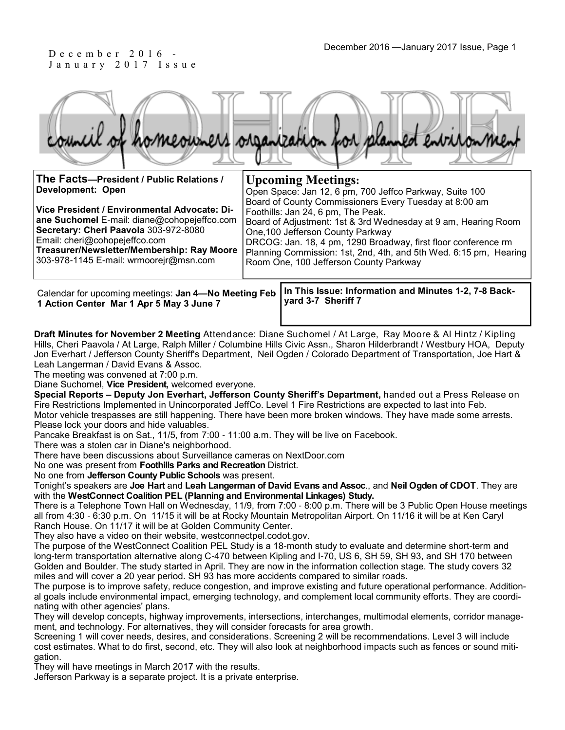December 2016 - January 2017 Issue

# COHOPE

council of homeowners organization for planned environment

**The Facts—President / Public Relations / Development: Open**

**Vice President / Environmental Advocate: Diane Suchomel** E-mail: diane@cohopejeffco.com
**Secretary: Cheri Paavola** 303-972-8080
Email: cheri@cohopejeffco.com
**Treasurer/Newsletter/Membership: Ray Moore** 303-978-1145 E-mail: wrmoorejr@msn.com

## Upcoming Meetings:

Open Space: Jan 12, 6 pm, 700 Jeffco Parkway, Suite 100
Board of County Commissioners Every Tuesday at 8:00 am
Foothills: Jan 24, 6 pm, The Peak.
Board of Adjustment: 1st & 3rd Wednesday at 9 am, Hearing Room One,100 Jefferson County Parkway
DRCOG: Jan. 18, 4 pm, 1290 Broadway, first floor conference rm
Planning Commission: 1st, 2nd, 4th, and 5th Wed. 6:15 pm, Hearing Room One, 100 Jefferson County Parkway

Calendar for upcoming meetings: **Jan 4—No Meeting Feb 1 Action Center Mar 1 Apr 5 May 3 June 7**

**In This Issue: Information and Minutes 1-2, 7-8 Backyard 3-7 Sheriff 7**

**Draft Minutes for November 2 Meeting** Attendance: Diane Suchomel / At Large, Ray Moore & Al Hintz / Kipling Hills, Cheri Paavola / At Large, Ralph Miller / Columbine Hills Civic Assn., Sharon Hilderbrandt / Westbury HOA, Deputy Jon Everhart / Jefferson County Sheriff's Department, Neil Ogden / Colorado Department of Transportation, Joe Hart & Leah Langerman / David Evans & Assoc.

The meeting was convened at 7:00 p.m.

Diane Suchomel, **Vice President,** welcomed everyone.

**Special Reports – Deputy Jon Everhart, Jefferson County Sheriff's Department,** handed out a Press Release on Fire Restrictions Implemented in Unincorporated JeffCo. Level 1 Fire Restrictions are expected to last into Feb.

Motor vehicle trespasses are still happening. There have been more broken windows. They have made some arrests. Please lock your doors and hide valuables.

Pancake Breakfast is on Sat., 11/5, from 7:00 - 11:00 a.m. They will be live on Facebook.

There was a stolen car in Diane's neighborhood.

There have been discussions about Surveillance cameras on NextDoor.com

No one was present from **Foothills Parks and Recreation** District.

No one from **Jefferson County Public Schools** was present.

Tonight's speakers are **Joe Hart** and **Leah Langerman of David Evans and Assoc**., and **Neil Ogden of CDOT**. They are with the **WestConnect Coalition PEL (Planning and Environmental Linkages) Study.**

There is a Telephone Town Hall on Wednesday, 11/9, from 7:00 - 8:00 p.m. There will be 3 Public Open House meetings all from 4:30 - 6:30 p.m. On 11/15 it will be at Rocky Mountain Metropolitan Airport. On 11/16 it will be at Ken Caryl Ranch House. On 11/17 it will be at Golden Community Center.

They also have a video on their website, westconnectpel.codot.gov.

The purpose of the WestConnect Coalition PEL Study is a 18-month study to evaluate and determine short-term and long-term transportation alternative along C-470 between Kipling and I-70, US 6, SH 59, SH 93, and SH 170 between Golden and Boulder. The study started in April. They are now in the information collection stage. The study covers 32 miles and will cover a 20 year period. SH 93 has more accidents compared to similar roads.

The purpose is to improve safety, reduce congestion, and improve existing and future operational performance. Additional goals include environmental impact, emerging technology, and complement local community efforts. They are coordinating with other agencies' plans.

They will develop concepts, highway improvements, intersections, interchanges, multimodal elements, corridor management, and technology. For alternatives, they will consider forecasts for area growth.

Screening 1 will cover needs, desires, and considerations. Screening 2 will be recommendations. Level 3 will include cost estimates. What to do first, second, etc. They will also look at neighborhood impacts such as fences or sound mitigation.

They will have meetings in March 2017 with the results.

Jefferson Parkway is a separate project. It is a private enterprise.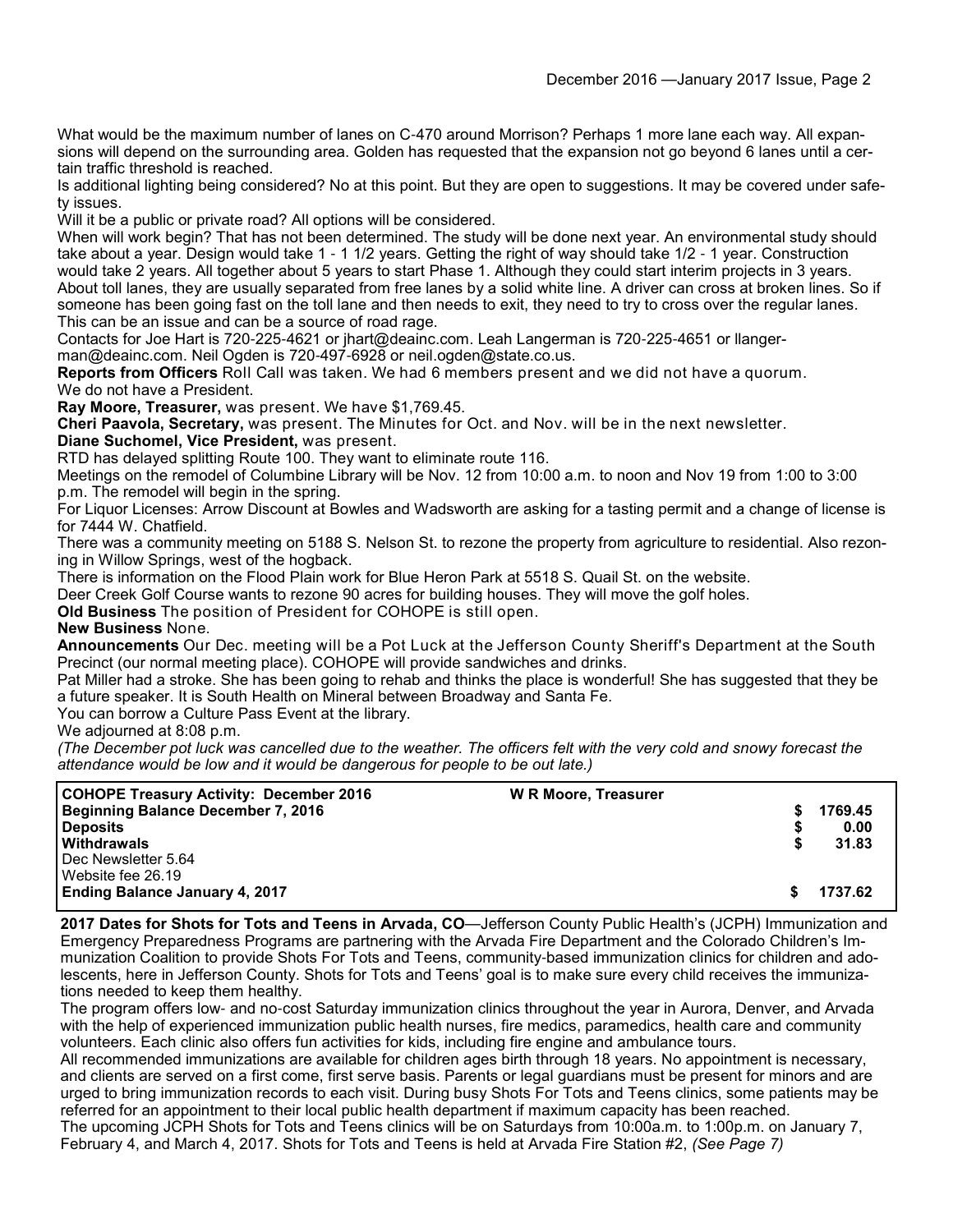What would be the maximum number of lanes on C-470 around Morrison? Perhaps 1 more lane each way. All expansions will depend on the surrounding area. Golden has requested that the expansion not go beyond 6 lanes until a certain traffic threshold is reached.

Is additional lighting being considered? No at this point. But they are open to suggestions. It may be covered under safety issues.

Will it be a public or private road? All options will be considered.

When will work begin? That has not been determined. The study will be done next year. An environmental study should take about a year. Design would take 1 - 1 1/2 years. Getting the right of way should take 1/2 - 1 year. Construction would take 2 years. All together about 5 years to start Phase 1. Although they could start interim projects in 3 years.

About toll lanes, they are usually separated from free lanes by a solid white line. A driver can cross at broken lines. So if someone has been going fast on the toll lane and then needs to exit, they need to try to cross over the regular lanes. This can be an issue and can be a source of road rage.

Contacts for Joe Hart is 720-225-4621 or jhart@deainc.com. Leah Langerman is 720-225-4651 or llangerman@deainc.com. Neil Ogden is 720-497-6928 or neil.ogden@state.co.us.

**Reports from Officers** Roll Call was taken. We had 6 members present and we did not have a quorum.

We do not have a President.

**Ray Moore, Treasurer,** was present. We have $1,769.45.

**Cheri Paavola, Secretary,** was present. The Minutes for Oct. and Nov. will be in the next newsletter.

**Diane Suchomel, Vice President,** was present.

RTD has delayed splitting Route 100. They want to eliminate route 116.

Meetings on the remodel of Columbine Library will be Nov. 12 from 10:00 a.m. to noon and Nov 19 from 1:00 to 3:00 p.m. The remodel will begin in the spring.

For Liquor Licenses: Arrow Discount at Bowles and Wadsworth are asking for a tasting permit and a change of license is for 7444 W. Chatfield.

There was a community meeting on 5188 S. Nelson St. to rezone the property from agriculture to residential. Also rezoning in Willow Springs, west of the hogback.

There is information on the Flood Plain work for Blue Heron Park at 5518 S. Quail St. on the website.

Deer Creek Golf Course wants to rezone 90 acres for building houses. They will move the golf holes.

**Old Business** The position of President for COHOPE is still open.

**New Business** None.

**Announcements** Our Dec. meeting will be a Pot Luck at the Jefferson County Sheriff's Department at the South Precinct (our normal meeting place). COHOPE will provide sandwiches and drinks.

Pat Miller had a stroke. She has been going to rehab and thinks the place is wonderful! She has suggested that they be a future speaker. It is South Health on Mineral between Broadway and Santa Fe.

You can borrow a Culture Pass Event at the library.

We adjourned at 8:08 p.m.

*(The December pot luck was cancelled due to the weather. The officers felt with the very cold and snowy forecast the attendance would be low and it would be dangerous for people to be out late.)*

| **COHOPE Treasury Activity: December 2016** | **W R Moore, Treasurer** | |
|---|---|---|
| **Beginning Balance December 7, 2016** | | **$ 1769.45** |
| **Deposits** | | **$ 0.00** |
| **Withdrawals** | | **$ 31.83** |
| Dec Newsletter 5.64 | | |
| Website fee 26.19 | | |
| **Ending Balance January 4, 2017** | | **$ 1737.62** |

**2017 Dates for Shots for Tots and Teens in Arvada, CO**—Jefferson County Public Health's (JCPH) Immunization and Emergency Preparedness Programs are partnering with the Arvada Fire Department and the Colorado Children's Immunization Coalition to provide Shots For Tots and Teens, community-based immunization clinics for children and adolescents, here in Jefferson County. Shots for Tots and Teens' goal is to make sure every child receives the immunizations needed to keep them healthy.

The program offers low- and no-cost Saturday immunization clinics throughout the year in Aurora, Denver, and Arvada with the help of experienced immunization public health nurses, fire medics, paramedics, health care and community volunteers. Each clinic also offers fun activities for kids, including fire engine and ambulance tours.

All recommended immunizations are available for children ages birth through 18 years. No appointment is necessary, and clients are served on a first come, first serve basis. Parents or legal guardians must be present for minors and are urged to bring immunization records to each visit. During busy Shots For Tots and Teens clinics, some patients may be referred for an appointment to their local public health department if maximum capacity has been reached.

The upcoming JCPH Shots for Tots and Teens clinics will be on Saturdays from 10:00a.m. to 1:00p.m. on January 7, February 4, and March 4, 2017. Shots for Tots and Teens is held at Arvada Fire Station #2, *(See Page 7)*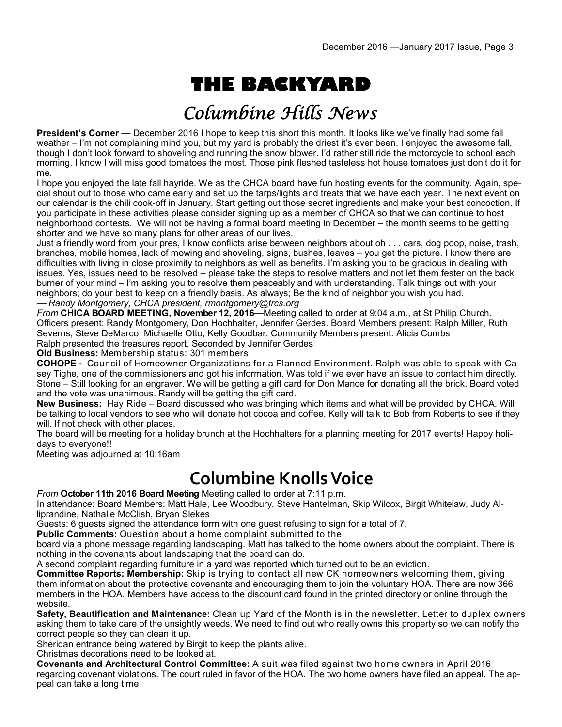# THE BACKYARD

## Columbine Hills News

**President's Corner** — December 2016 I hope to keep this short this month. It looks like we've finally had some fall weather – I'm not complaining mind you, but my yard is probably the driest it's ever been. I enjoyed the awesome fall, though I don't look forward to shoveling and running the snow blower. I'd rather still ride the motorcycle to school each morning. I know I will miss good tomatoes the most. Those pink fleshed tasteless hot house tomatoes just don't do it for me.

I hope you enjoyed the late fall hayride. We as the CHCA board have fun hosting events for the community. Again, special shout out to those who came early and set up the tarps/lights and treats that we have each year. The next event on our calendar is the chili cook-off in January. Start getting out those secret ingredients and make your best concoction. If you participate in these activities please consider signing up as a member of CHCA so that we can continue to host neighborhood contests. We will not be having a formal board meeting in December – the month seems to be getting shorter and we have so many plans for other areas of our lives.

Just a friendly word from your pres, I know conflicts arise between neighbors about oh . . . cars, dog poop, noise, trash, branches, mobile homes, lack of mowing and shoveling, signs, bushes, leaves – you get the picture. I know there are difficulties with living in close proximity to neighbors as well as benefits. I'm asking you to be gracious in dealing with issues. Yes, issues need to be resolved – please take the steps to resolve matters and not let them fester on the back burner of your mind – I'm asking you to resolve them peaceably and with understanding. Talk things out with your neighbors; do your best to keep on a friendly basis. As always; Be the kind of neighbor you wish you had.

*— Randy Montgomery, CHCA president, rmontgomery@frcs.org*

*From* **CHICA BOARD MEETING, November 12, 2016**—Meeting called to order at 9:04 a.m., at St Philip Church. Officers present: Randy Montgomery, Don Hochhalter, Jennifer Gerdes. Board Members present: Ralph Miller, Ruth Severns, Steve DeMarco, Michaelle Otto, Kelly Goodbar. Community Members present: Alicia Combs

Ralph presented the treasures report. Seconded by Jennifer Gerdes

**Old Business:** Membership status: 301 members

**COHOPE -** Council of Homeowner Organizations for a Planned Environment. Ralph was able to speak with Casey Tighe, one of the commissioners and got his information. Was told if we ever have an issue to contact him directly. Stone – Still looking for an engraver. We will be getting a gift card for Don Mance for donating all the brick. Board voted and the vote was unanimous. Randy will be getting the gift card.

**New Business:** Hay Ride – Board discussed who was bringing which items and what will be provided by CHCA. Will be talking to local vendors to see who will donate hot cocoa and coffee. Kelly will talk to Bob from Roberts to see if they will. If not check with other places.

The board will be meeting for a holiday brunch at the Hochhalters for a planning meeting for 2017 events! Happy holidays to everyone!!

Meeting was adjourned at 10:16am

## Columbine Knolls Voice

*From* **October 11th 2016 Board Meeting** Meeting called to order at 7:11 p.m.

In attendance: Board Members: Matt Hale, Lee Woodbury, Steve Hantelman, Skip Wilcox, Birgit Whitelaw, Judy Alliprandine, Nathalie McClish, Bryan Slekes

Guests: 6 guests signed the attendance form with one guest refusing to sign for a total of 7.

**Public Comments:** Question about a home complaint submitted to the board via a phone message regarding landscaping. Matt has talked to the home owners about the complaint. There is nothing in the covenants about landscaping that the board can do.

A second complaint regarding furniture in a yard was reported which turned out to be an eviction.

**Committee Reports: Membership:** Skip is trying to contact all new CK homeowners welcoming them, giving them information about the protective covenants and encouraging them to join the voluntary HOA. There are now 366 members in the HOA. Members have access to the discount card found in the printed directory or online through the website.

**Safety, Beautification and Maintenance:** Clean up Yard of the Month is in the newsletter. Letter to duplex owners asking them to take care of the unsightly weeds. We need to find out who really owns this property so we can notify the correct people so they can clean it up.

Sheridan entrance being watered by Birgit to keep the plants alive.

Christmas decorations need to be looked at.

**Covenants and Architectural Control Committee:** A suit was filed against two home owners in April 2016 regarding covenant violations. The court ruled in favor of the HOA. The two home owners have filed an appeal. The appeal can take a long time.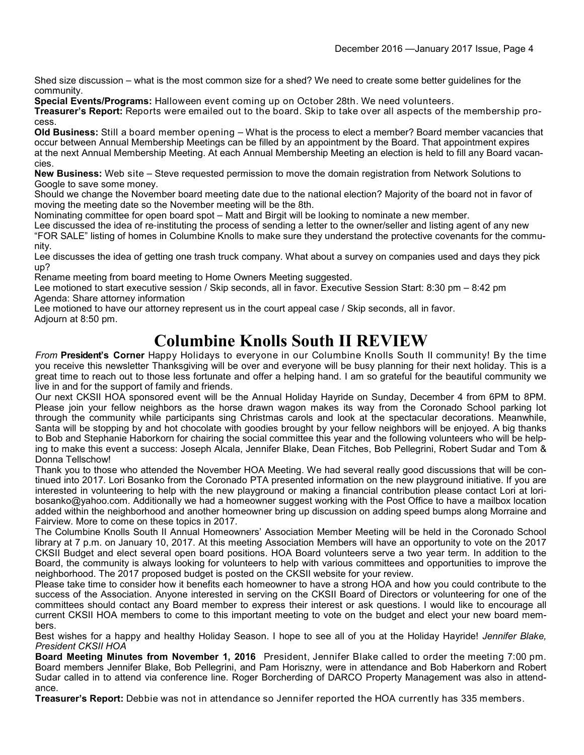Shed size discussion – what is the most common size for a shed? We need to create some better guidelines for the community.

**Special Events/Programs:** Halloween event coming up on October 28th. We need volunteers.

**Treasurer's Report:** Reports were emailed out to the board. Skip to take over all aspects of the membership process.

**Old Business:** Still a board member opening – What is the process to elect a member? Board member vacancies that occur between Annual Membership Meetings can be filled by an appointment by the Board. That appointment expires at the next Annual Membership Meeting. At each Annual Membership Meeting an election is held to fill any Board vacancies.

**New Business:** Web site – Steve requested permission to move the domain registration from Network Solutions to Google to save some money.

Should we change the November board meeting date due to the national election? Majority of the board not in favor of moving the meeting date so the November meeting will be the 8th.

Nominating committee for open board spot – Matt and Birgit will be looking to nominate a new member.

Lee discussed the idea of re-instituting the process of sending a letter to the owner/seller and listing agent of any new "FOR SALE" listing of homes in Columbine Knolls to make sure they understand the protective covenants for the community.

Lee discusses the idea of getting one trash truck company. What about a survey on companies used and days they pick up?

Rename meeting from board meeting to Home Owners Meeting suggested.

Lee motioned to start executive session / Skip seconds, all in favor. Executive Session Start: 8:30 pm – 8:42 pm

Agenda: Share attorney information

Lee motioned to have our attorney represent us in the court appeal case / Skip seconds, all in favor.

Adjourn at 8:50 pm.

# Columbine Knolls South II REVIEW

*From* **President's Corner** Happy Holidays to everyone in our Columbine Knolls South II community! By the time you receive this newsletter Thanksgiving will be over and everyone will be busy planning for their next holiday. This is a great time to reach out to those less fortunate and offer a helping hand. I am so grateful for the beautiful community we live in and for the support of family and friends.

Our next CKSII HOA sponsored event will be the Annual Holiday Hayride on Sunday, December 4 from 6PM to 8PM. Please join your fellow neighbors as the horse drawn wagon makes its way from the Coronado School parking lot through the community while participants sing Christmas carols and look at the spectacular decorations. Meanwhile, Santa will be stopping by and hot chocolate with goodies brought by your fellow neighbors will be enjoyed. A big thanks to Bob and Stephanie Haborkorn for chairing the social committee this year and the following volunteers who will be helping to make this event a success: Joseph Alcala, Jennifer Blake, Dean Fitches, Bob Pellegrini, Robert Sudar and Tom & Donna Tellschow!

Thank you to those who attended the November HOA Meeting. We had several really good discussions that will be continued into 2017. Lori Bosanko from the Coronado PTA presented information on the new playground initiative. If you are interested in volunteering to help with the new playground or making a financial contribution please contact Lori at loribosanko@yahoo.com. Additionally we had a homeowner suggest working with the Post Office to have a mailbox location added within the neighborhood and another homeowner bring up discussion on adding speed bumps along Morraine and Fairview. More to come on these topics in 2017.

The Columbine Knolls South II Annual Homeowners' Association Member Meeting will be held in the Coronado School library at 7 p.m. on January 10, 2017. At this meeting Association Members will have an opportunity to vote on the 2017 CKSII Budget and elect several open board positions. HOA Board volunteers serve a two year term. In addition to the Board, the community is always looking for volunteers to help with various committees and opportunities to improve the neighborhood. The 2017 proposed budget is posted on the CKSII website for your review.

Please take time to consider how it benefits each homeowner to have a strong HOA and how you could contribute to the success of the Association. Anyone interested in serving on the CKSII Board of Directors or volunteering for one of the committees should contact any Board member to express their interest or ask questions. I would like to encourage all current CKSII HOA members to come to this important meeting to vote on the budget and elect your new board members.

Best wishes for a happy and healthy Holiday Season. I hope to see all of you at the Holiday Hayride! *Jennifer Blake, President CKSII HOA*

**Board Meeting Minutes from November 1, 2016** President, Jennifer Blake called to order the meeting 7:00 pm. Board members Jennifer Blake, Bob Pellegrini, and Pam Horiszny, were in attendance and Bob Haberkorn and Robert Sudar called in to attend via conference line. Roger Borcherding of DARCO Property Management was also in attendance.

**Treasurer's Report:** Debbie was not in attendance so Jennifer reported the HOA currently has 335 members.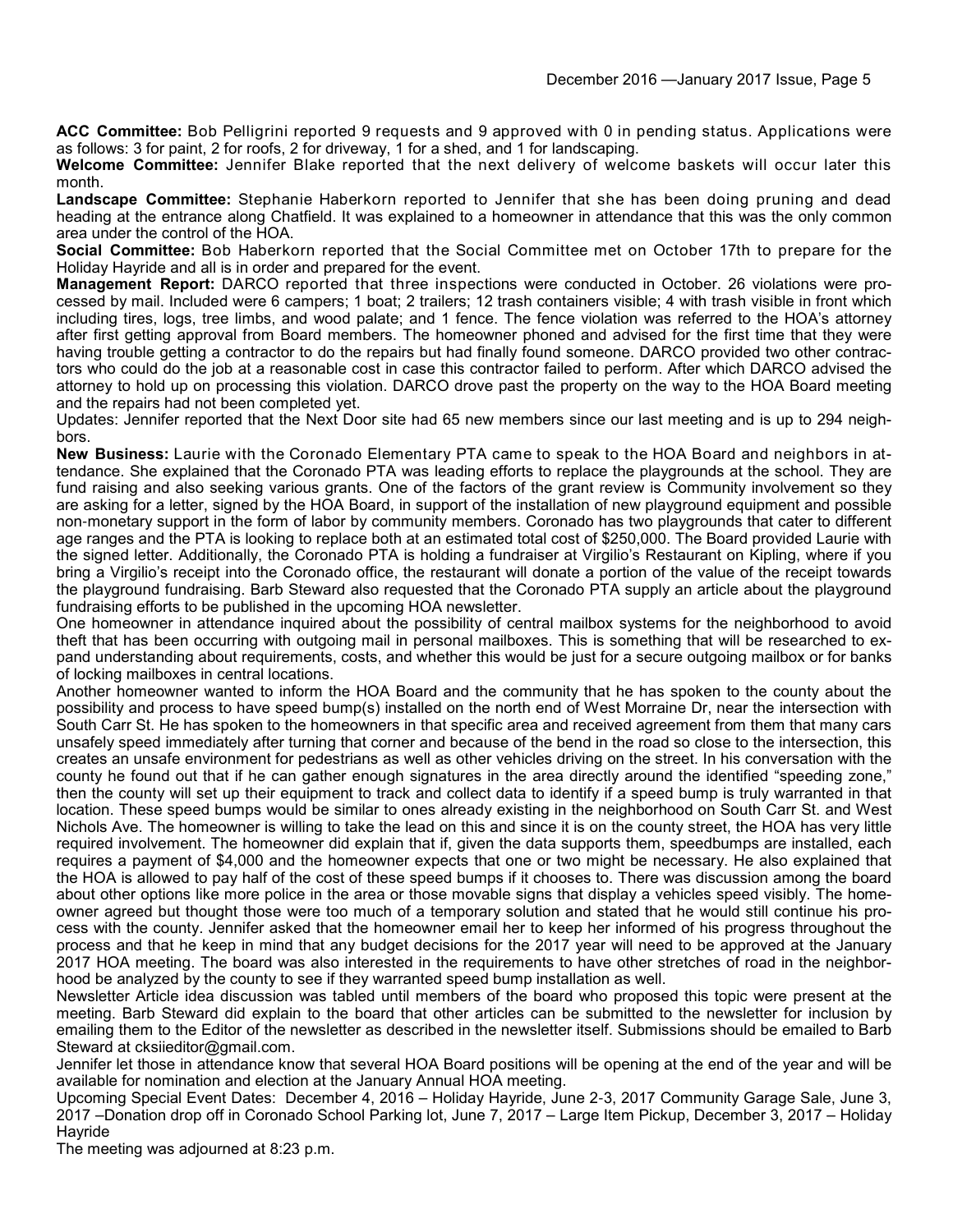**ACC Committee:** Bob Pelligrini reported 9 requests and 9 approved with 0 in pending status. Applications were as follows: 3 for paint, 2 for roofs, 2 for driveway, 1 for a shed, and 1 for landscaping.

**Welcome Committee:** Jennifer Blake reported that the next delivery of welcome baskets will occur later this month.

**Landscape Committee:** Stephanie Haberkorn reported to Jennifer that she has been doing pruning and dead heading at the entrance along Chatfield. It was explained to a homeowner in attendance that this was the only common area under the control of the HOA.

**Social Committee:** Bob Haberkorn reported that the Social Committee met on October 17th to prepare for the Holiday Hayride and all is in order and prepared for the event.

**Management Report:** DARCO reported that three inspections were conducted in October. 26 violations were processed by mail. Included were 6 campers; 1 boat; 2 trailers; 12 trash containers visible; 4 with trash visible in front which including tires, logs, tree limbs, and wood palate; and 1 fence. The fence violation was referred to the HOA's attorney after first getting approval from Board members. The homeowner phoned and advised for the first time that they were having trouble getting a contractor to do the repairs but had finally found someone. DARCO provided two other contractors who could do the job at a reasonable cost in case this contractor failed to perform. After which DARCO advised the attorney to hold up on processing this violation. DARCO drove past the property on the way to the HOA Board meeting and the repairs had not been completed yet.

Updates: Jennifer reported that the Next Door site had 65 new members since our last meeting and is up to 294 neighbors.

**New Business:** Laurie with the Coronado Elementary PTA came to speak to the HOA Board and neighbors in attendance. She explained that the Coronado PTA was leading efforts to replace the playgrounds at the school. They are fund raising and also seeking various grants. One of the factors of the grant review is Community involvement so they are asking for a letter, signed by the HOA Board, in support of the installation of new playground equipment and possible non-monetary support in the form of labor by community members. Coronado has two playgrounds that cater to different age ranges and the PTA is looking to replace both at an estimated total cost of $250,000. The Board provided Laurie with the signed letter. Additionally, the Coronado PTA is holding a fundraiser at Virgilio's Restaurant on Kipling, where if you bring a Virgilio's receipt into the Coronado office, the restaurant will donate a portion of the value of the receipt towards the playground fundraising. Barb Steward also requested that the Coronado PTA supply an article about the playground fundraising efforts to be published in the upcoming HOA newsletter.

One homeowner in attendance inquired about the possibility of central mailbox systems for the neighborhood to avoid theft that has been occurring with outgoing mail in personal mailboxes. This is something that will be researched to expand understanding about requirements, costs, and whether this would be just for a secure outgoing mailbox or for banks of locking mailboxes in central locations.

Another homeowner wanted to inform the HOA Board and the community that he has spoken to the county about the possibility and process to have speed bump(s) installed on the north end of West Morraine Dr, near the intersection with South Carr St. He has spoken to the homeowners in that specific area and received agreement from them that many cars unsafely speed immediately after turning that corner and because of the bend in the road so close to the intersection, this creates an unsafe environment for pedestrians as well as other vehicles driving on the street. In his conversation with the county he found out that if he can gather enough signatures in the area directly around the identified "speeding zone," then the county will set up their equipment to track and collect data to identify if a speed bump is truly warranted in that location. These speed bumps would be similar to ones already existing in the neighborhood on South Carr St. and West Nichols Ave. The homeowner is willing to take the lead on this and since it is on the county street, the HOA has very little required involvement. The homeowner did explain that if, given the data supports them, speedbumps are installed, each requires a payment of $4,000 and the homeowner expects that one or two might be necessary. He also explained that the HOA is allowed to pay half of the cost of these speed bumps if it chooses to. There was discussion among the board about other options like more police in the area or those movable signs that display a vehicles speed visibly. The homeowner agreed but thought those were too much of a temporary solution and stated that he would still continue his process with the county. Jennifer asked that the homeowner email her to keep her informed of his progress throughout the process and that he keep in mind that any budget decisions for the 2017 year will need to be approved at the January 2017 HOA meeting. The board was also interested in the requirements to have other stretches of road in the neighborhood be analyzed by the county to see if they warranted speed bump installation as well.

Newsletter Article idea discussion was tabled until members of the board who proposed this topic were present at the meeting. Barb Steward did explain to the board that other articles can be submitted to the newsletter for inclusion by emailing them to the Editor of the newsletter as described in the newsletter itself. Submissions should be emailed to Barb Steward at cksiieditor@gmail.com.

Jennifer let those in attendance know that several HOA Board positions will be opening at the end of the year and will be available for nomination and election at the January Annual HOA meeting.

Upcoming Special Event Dates: December 4, 2016 – Holiday Hayride, June 2-3, 2017 Community Garage Sale, June 3, 2017 –Donation drop off in Coronado School Parking lot, June 7, 2017 – Large Item Pickup, December 3, 2017 – Holiday Hayride

The meeting was adjourned at 8:23 p.m.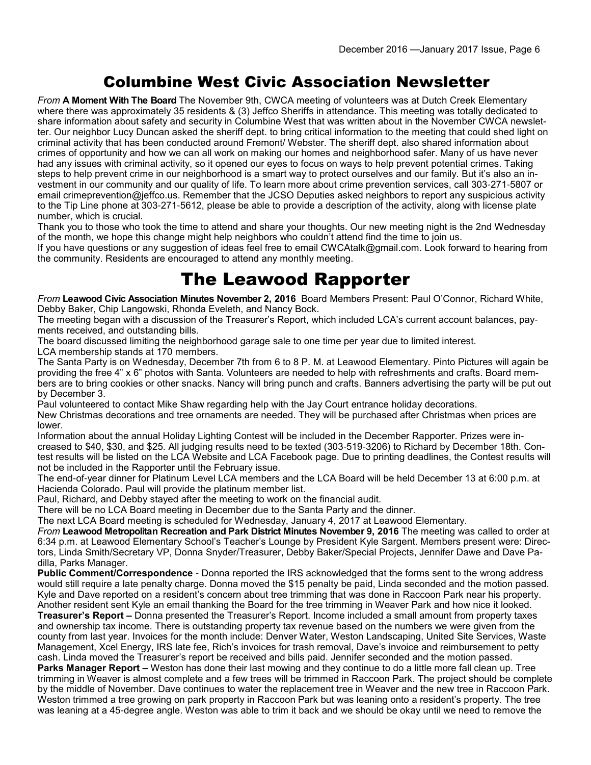# Columbine West Civic Association Newsletter

*From* **A Moment With The Board** The November 9th, CWCA meeting of volunteers was at Dutch Creek Elementary where there was approximately 35 residents & (3) Jeffco Sheriffs in attendance. This meeting was totally dedicated to share information about safety and security in Columbine West that was written about in the November CWCA newsletter. Our neighbor Lucy Duncan asked the sheriff dept. to bring critical information to the meeting that could shed light on criminal activity that has been conducted around Fremont/ Webster. The sheriff dept. also shared information about crimes of opportunity and how we can all work on making our homes and neighborhood safer. Many of us have never had any issues with criminal activity, so it opened our eyes to focus on ways to help prevent potential crimes. Taking steps to help prevent crime in our neighborhood is a smart way to protect ourselves and our family. But it's also an investment in our community and our quality of life. To learn more about crime prevention services, call 303-271-5807 or email crimeprevention@jeffco.us. Remember that the JCSO Deputies asked neighbors to report any suspicious activity to the Tip Line phone at 303-271-5612, please be able to provide a description of the activity, along with license plate number, which is crucial.

Thank you to those who took the time to attend and share your thoughts. Our new meeting night is the 2nd Wednesday of the month, we hope this change might help neighbors who couldn't attend find the time to join us.

If you have questions or any suggestion of ideas feel free to email CWCAtalk@gmail.com. Look forward to hearing from the community. Residents are encouraged to attend any monthly meeting.

# The Leawood Rapporter

*From* **Leawood Civic Association Minutes November 2, 2016** Board Members Present: Paul O'Connor, Richard White, Debby Baker, Chip Langowski, Rhonda Eveleth, and Nancy Bock.

The meeting began with a discussion of the Treasurer's Report, which included LCA's current account balances, payments received, and outstanding bills.

The board discussed limiting the neighborhood garage sale to one time per year due to limited interest.

LCA membership stands at 170 members.

The Santa Party is on Wednesday, December 7th from 6 to 8 P. M. at Leawood Elementary. Pinto Pictures will again be providing the free 4" x 6" photos with Santa. Volunteers are needed to help with refreshments and crafts. Board members are to bring cookies or other snacks. Nancy will bring punch and crafts. Banners advertising the party will be put out by December 3.

Paul volunteered to contact Mike Shaw regarding help with the Jay Court entrance holiday decorations.

New Christmas decorations and tree ornaments are needed. They will be purchased after Christmas when prices are lower.

Information about the annual Holiday Lighting Contest will be included in the December Rapporter. Prizes were increased to $40, $30, and $25. All judging results need to be texted (303-519-3206) to Richard by December 18th. Contest results will be listed on the LCA Website and LCA Facebook page. Due to printing deadlines, the Contest results will not be included in the Rapporter until the February issue.

The end-of-year dinner for Platinum Level LCA members and the LCA Board will be held December 13 at 6:00 p.m. at Hacienda Colorado. Paul will provide the platinum member list.

Paul, Richard, and Debby stayed after the meeting to work on the financial audit.

There will be no LCA Board meeting in December due to the Santa Party and the dinner.

The next LCA Board meeting is scheduled for Wednesday, January 4, 2017 at Leawood Elementary.

*From* **Leawood Metropolitan Recreation and Park District Minutes November 9, 2016** The meeting was called to order at 6:34 p.m. at Leawood Elementary School's Teacher's Lounge by President Kyle Sargent. Members present were: Directors, Linda Smith/Secretary VP, Donna Snyder/Treasurer, Debby Baker/Special Projects, Jennifer Dawe and Dave Padilla, Parks Manager.

**Public Comment/Correspondence** - Donna reported the IRS acknowledged that the forms sent to the wrong address would still require a late penalty charge. Donna moved the $15 penalty be paid, Linda seconded and the motion passed. Kyle and Dave reported on a resident's concern about tree trimming that was done in Raccoon Park near his property. Another resident sent Kyle an email thanking the Board for the tree trimming in Weaver Park and how nice it looked.

**Treasurer's Report –** Donna presented the Treasurer's Report. Income included a small amount from property taxes and ownership tax income. There is outstanding property tax revenue based on the numbers we were given from the county from last year. Invoices for the month include: Denver Water, Weston Landscaping, United Site Services, Waste Management, Xcel Energy, IRS late fee, Rich's invoices for trash removal, Dave's invoice and reimbursement to petty cash. Linda moved the Treasurer's report be received and bills paid. Jennifer seconded and the motion passed.

**Parks Manager Report –** Weston has done their last mowing and they continue to do a little more fall clean up. Tree trimming in Weaver is almost complete and a few trees will be trimmed in Raccoon Park. The project should be complete by the middle of November. Dave continues to water the replacement tree in Weaver and the new tree in Raccoon Park. Weston trimmed a tree growing on park property in Raccoon Park but was leaning onto a resident's property. The tree was leaning at a 45-degree angle. Weston was able to trim it back and we should be okay until we need to remove the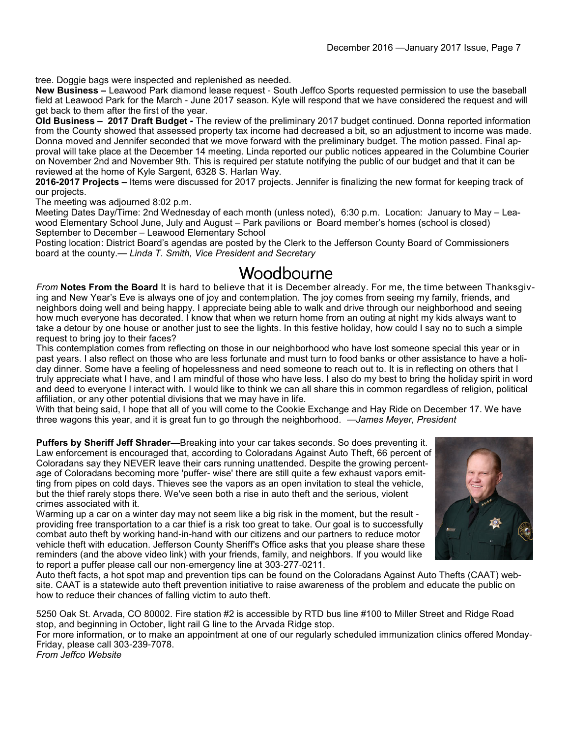tree. Doggie bags were inspected and replenished as needed.

**New Business –** Leawood Park diamond lease request - South Jeffco Sports requested permission to use the baseball field at Leawood Park for the March - June 2017 season. Kyle will respond that we have considered the request and will get back to them after the first of the year.

**Old Business – 2017 Draft Budget -** The review of the preliminary 2017 budget continued. Donna reported information from the County showed that assessed property tax income had decreased a bit, so an adjustment to income was made. Donna moved and Jennifer seconded that we move forward with the preliminary budget. The motion passed. Final approval will take place at the December 14 meeting. Linda reported our public notices appeared in the Columbine Courier on November 2nd and November 9th. This is required per statute notifying the public of our budget and that it can be reviewed at the home of Kyle Sargent, 6328 S. Harlan Way.

**2016-2017 Projects –** Items were discussed for 2017 projects. Jennifer is finalizing the new format for keeping track of our projects.

The meeting was adjourned 8:02 p.m.

Meeting Dates Day/Time: 2nd Wednesday of each month (unless noted), 6:30 p.m. Location: January to May – Leawood Elementary School June, July and August – Park pavilions or Board member's homes (school is closed) September to December – Leawood Elementary School

Posting location: District Board's agendas are posted by the Clerk to the Jefferson County Board of Commissioners board at the county.— *Linda T. Smith, Vice President and Secretary*

# Woodbourne

*From* **Notes From the Board** It is hard to believe that it is December already. For me, the time between Thanksgiving and New Year's Eve is always one of joy and contemplation. The joy comes from seeing my family, friends, and neighbors doing well and being happy. I appreciate being able to walk and drive through our neighborhood and seeing how much everyone has decorated. I know that when we return home from an outing at night my kids always want to take a detour by one house or another just to see the lights. In this festive holiday, how could I say no to such a simple request to bring joy to their faces?

This contemplation comes from reflecting on those in our neighborhood who have lost someone special this year or in past years. I also reflect on those who are less fortunate and must turn to food banks or other assistance to have a holiday dinner. Some have a feeling of hopelessness and need someone to reach out to. It is in reflecting on others that I truly appreciate what I have, and I am mindful of those who have less. I also do my best to bring the holiday spirit in word and deed to everyone I interact with. I would like to think we can all share this in common regardless of religion, political affiliation, or any other potential divisions that we may have in life.

With that being said, I hope that all of you will come to the Cookie Exchange and Hay Ride on December 17. We have three wagons this year, and it is great fun to go through the neighborhood. —*James Meyer, President*

**Puffers by Sheriff Jeff Shrader—**Breaking into your car takes seconds. So does preventing it. Law enforcement is encouraged that, according to Coloradans Against Auto Theft, 66 percent of Coloradans say they NEVER leave their cars running unattended. Despite the growing percentage of Coloradans becoming more 'puffer- wise' there are still quite a few exhaust vapors emitting from pipes on cold days. Thieves see the vapors as an open invitation to steal the vehicle, but the thief rarely stops there. We've seen both a rise in auto theft and the serious, violent crimes associated with it.

Warming up a car on a winter day may not seem like a big risk in the moment, but the result - providing free transportation to a car thief is a risk too great to take. Our goal is to successfully combat auto theft by working hand-in-hand with our citizens and our partners to reduce motor vehicle theft with education. Jefferson County Sheriff's Office asks that you please share these reminders (and the above video link) with your friends, family, and neighbors. If you would like to report a puffer please call our non-emergency line at 303-277-0211.

Auto theft facts, a hot spot map and prevention tips can be found on the Coloradans Against Auto Thefts (CAAT) website. CAAT is a statewide auto theft prevention initiative to raise awareness of the problem and educate the public on how to reduce their chances of falling victim to auto theft.

5250 Oak St. Arvada, CO 80002. Fire station #2 is accessible by RTD bus line #100 to Miller Street and Ridge Road stop, and beginning in October, light rail G line to the Arvada Ridge stop.

For more information, or to make an appointment at one of our regularly scheduled immunization clinics offered Monday-Friday, please call 303-239-7078.

*From Jeffco Website*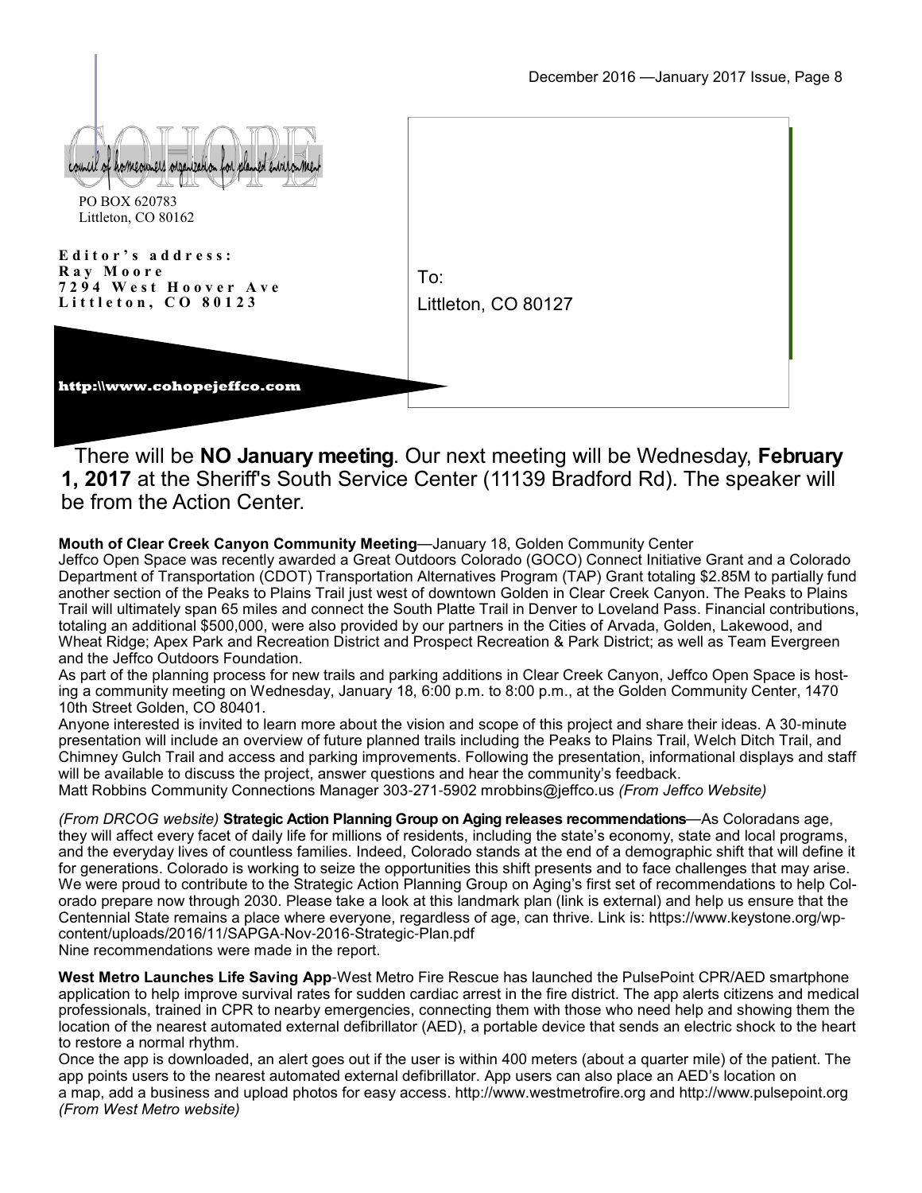COHOPE
council of homeowners organization for planned environment

PO BOX 620783
Littleton, CO 80162

**Editor's address:**
**Ray Moore**
**7294 West Hoover Ave**
**Littleton, CO 80123**

**http:\\www.cohopejeffco.com**

To:
Littleton, CO 80127

There will be **NO January meeting**. Our next meeting will be Wednesday, **February 1, 2017** at the Sheriff's South Service Center (11139 Bradford Rd). The speaker will be from the Action Center.

**Mouth of Clear Creek Canyon Community Meeting**—January 18, Golden Community Center
Jeffco Open Space was recently awarded a Great Outdoors Colorado (GOCO) Connect Initiative Grant and a Colorado Department of Transportation (CDOT) Transportation Alternatives Program (TAP) Grant totaling $2.85M to partially fund another section of the Peaks to Plains Trail just west of downtown Golden in Clear Creek Canyon. The Peaks to Plains Trail will ultimately span 65 miles and connect the South Platte Trail in Denver to Loveland Pass. Financial contributions, totaling an additional $500,000, were also provided by our partners in the Cities of Arvada, Golden, Lakewood, and Wheat Ridge; Apex Park and Recreation District and Prospect Recreation & Park District; as well as Team Evergreen and the Jeffco Outdoors Foundation.
As part of the planning process for new trails and parking additions in Clear Creek Canyon, Jeffco Open Space is hosting a community meeting on Wednesday, January 18, 6:00 p.m. to 8:00 p.m., at the Golden Community Center, 1470 10th Street Golden, CO 80401.
Anyone interested is invited to learn more about the vision and scope of this project and share their ideas. A 30-minute presentation will include an overview of future planned trails including the Peaks to Plains Trail, Welch Ditch Trail, and Chimney Gulch Trail and access and parking improvements. Following the presentation, informational displays and staff will be available to discuss the project, answer questions and hear the community's feedback.
Matt Robbins Community Connections Manager 303-271-5902 mrobbins@jeffco.us *(From Jeffco Website)*

*(From DRCOG website)* **Strategic Action Planning Group on Aging releases recommendations**—As Coloradans age, they will affect every facet of daily life for millions of residents, including the state's economy, state and local programs, and the everyday lives of countless families. Indeed, Colorado stands at the end of a demographic shift that will define it for generations. Colorado is working to seize the opportunities this shift presents and to face challenges that may arise. We were proud to contribute to the Strategic Action Planning Group on Aging's first set of recommendations to help Colorado prepare now through 2030. Please take a look at this landmark plan (link is external) and help us ensure that the Centennial State remains a place where everyone, regardless of age, can thrive. Link is: https://www.keystone.org/wp-content/uploads/2016/11/SAPGA-Nov-2016-Strategic-Plan.pdf
Nine recommendations were made in the report.

**West Metro Launches Life Saving App**-West Metro Fire Rescue has launched the PulsePoint CPR/AED smartphone application to help improve survival rates for sudden cardiac arrest in the fire district. The app alerts citizens and medical professionals, trained in CPR to nearby emergencies, connecting them with those who need help and showing them the location of the nearest automated external defibrillator (AED), a portable device that sends an electric shock to the heart to restore a normal rhythm.
Once the app is downloaded, an alert goes out if the user is within 400 meters (about a quarter mile) of the patient. The app points users to the nearest automated external defibrillator. App users can also place an AED's location on a map, add a business and upload photos for easy access. http://www.westmetrofire.org and http://www.pulsepoint.org *(From West Metro website)*